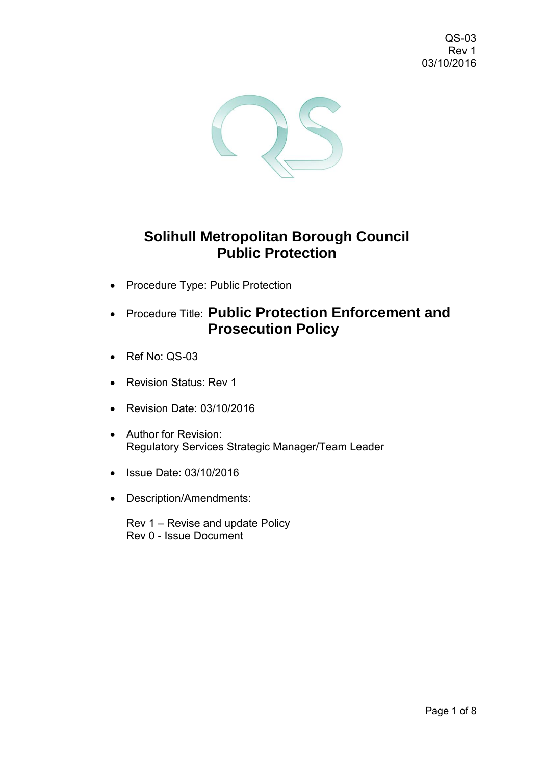# Solihull Metropolitan Borough Council
# Public Protection

- Procedure Type: Public Protection
- Procedure Title: **Public Protection Enforcement and Prosecution Policy**
- Ref No: QS-03
- Revision Status: Rev 1
- Revision Date: 03/10/2016
- Author for Revision:
  Regulatory Services Strategic Manager/Team Leader
- Issue Date: 03/10/2016
- Description/Amendments:

  Rev 1 – Revise and update Policy
  Rev 0 - Issue Document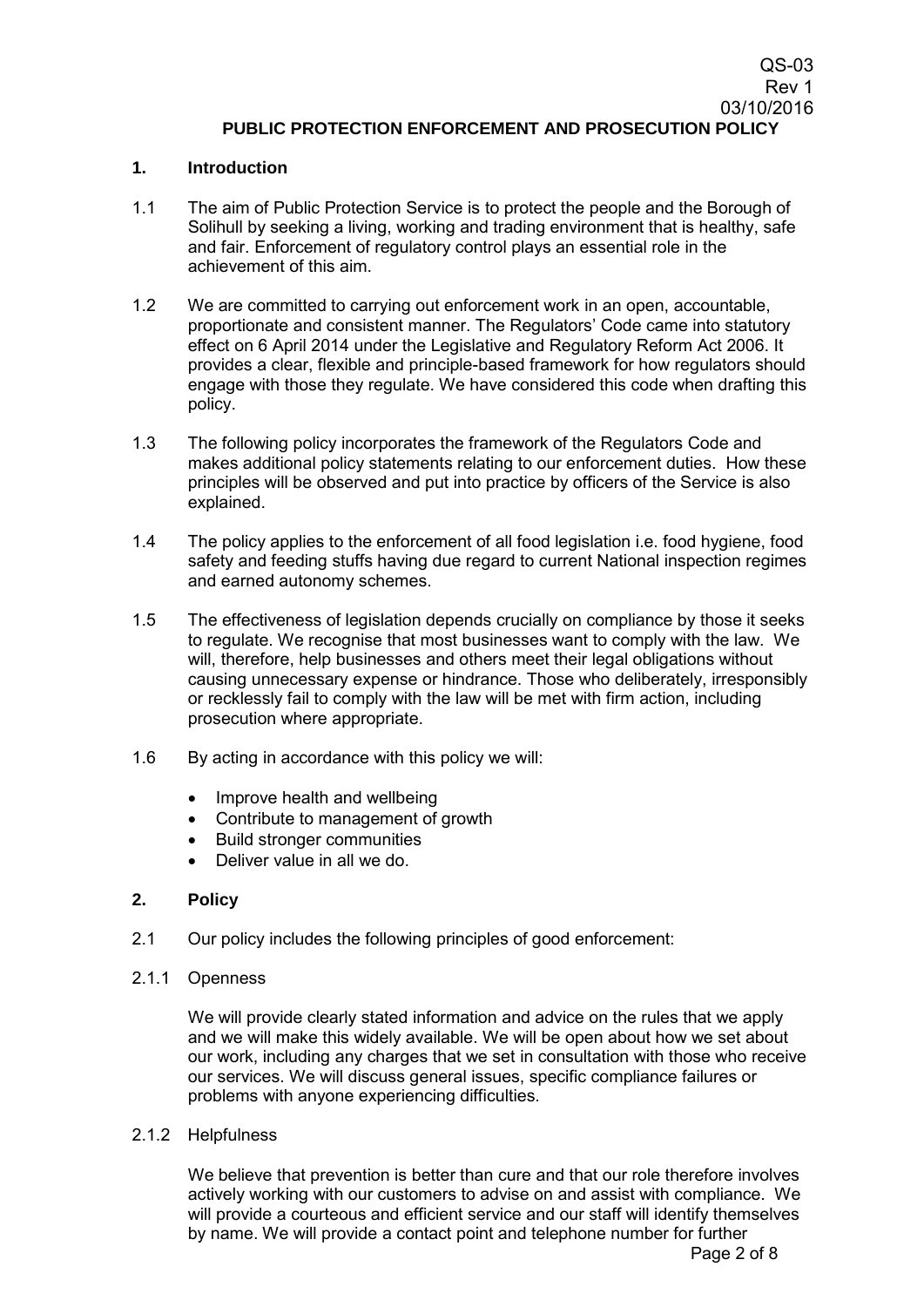# PUBLIC PROTECTION ENFORCEMENT AND PROSECUTION POLICY

## 1. Introduction

1.1 The aim of Public Protection Service is to protect the people and the Borough of Solihull by seeking a living, working and trading environment that is healthy, safe and fair. Enforcement of regulatory control plays an essential role in the achievement of this aim.

1.2 We are committed to carrying out enforcement work in an open, accountable, proportionate and consistent manner. The Regulators' Code came into statutory effect on 6 April 2014 under the Legislative and Regulatory Reform Act 2006. It provides a clear, flexible and principle-based framework for how regulators should engage with those they regulate. We have considered this code when drafting this policy.

1.3 The following policy incorporates the framework of the Regulators Code and makes additional policy statements relating to our enforcement duties. How these principles will be observed and put into practice by officers of the Service is also explained.

1.4 The policy applies to the enforcement of all food legislation i.e. food hygiene, food safety and feeding stuffs having due regard to current National inspection regimes and earned autonomy schemes.

1.5 The effectiveness of legislation depends crucially on compliance by those it seeks to regulate. We recognise that most businesses want to comply with the law. We will, therefore, help businesses and others meet their legal obligations without causing unnecessary expense or hindrance. Those who deliberately, irresponsibly or recklessly fail to comply with the law will be met with firm action, including prosecution where appropriate.

1.6 By acting in accordance with this policy we will:

- Improve health and wellbeing
- Contribute to management of growth
- Build stronger communities
- Deliver value in all we do.

## 2. Policy

2.1 Our policy includes the following principles of good enforcement:

2.1.1 Openness

We will provide clearly stated information and advice on the rules that we apply and we will make this widely available. We will be open about how we set about our work, including any charges that we set in consultation with those who receive our services. We will discuss general issues, specific compliance failures or problems with anyone experiencing difficulties.

2.1.2 Helpfulness

We believe that prevention is better than cure and that our role therefore involves actively working with our customers to advise on and assist with compliance. We will provide a courteous and efficient service and our staff will identify themselves by name. We will provide a contact point and telephone number for further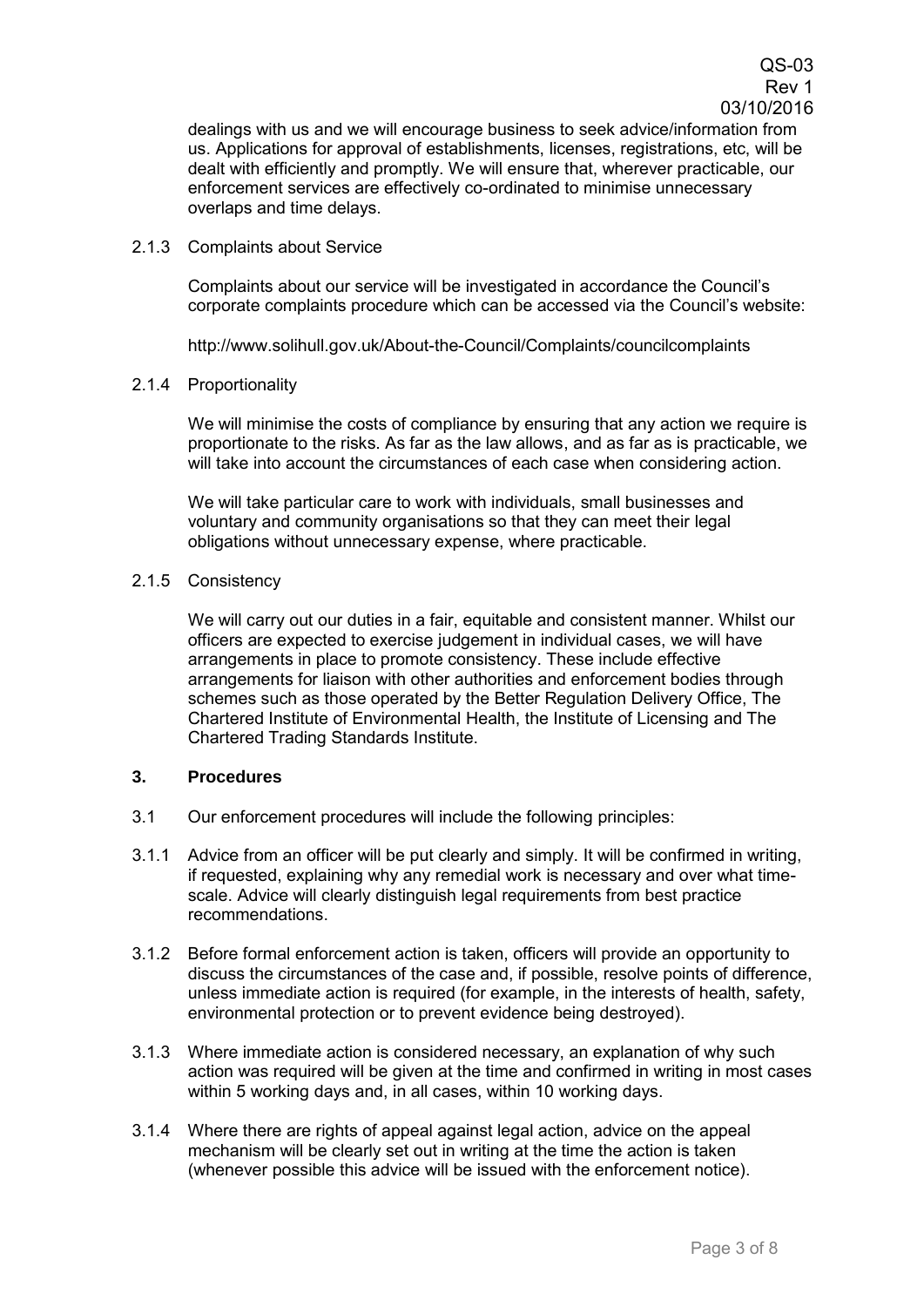dealings with us and we will encourage business to seek advice/information from us. Applications for approval of establishments, licenses, registrations, etc, will be dealt with efficiently and promptly. We will ensure that, wherever practicable, our enforcement services are effectively co-ordinated to minimise unnecessary overlaps and time delays.

2.1.3 Complaints about Service

Complaints about our service will be investigated in accordance the Council's corporate complaints procedure which can be accessed via the Council's website:

http://www.solihull.gov.uk/About-the-Council/Complaints/councilcomplaints

2.1.4 Proportionality

We will minimise the costs of compliance by ensuring that any action we require is proportionate to the risks. As far as the law allows, and as far as is practicable, we will take into account the circumstances of each case when considering action.

We will take particular care to work with individuals, small businesses and voluntary and community organisations so that they can meet their legal obligations without unnecessary expense, where practicable.

2.1.5 Consistency

We will carry out our duties in a fair, equitable and consistent manner. Whilst our officers are expected to exercise judgement in individual cases, we will have arrangements in place to promote consistency. These include effective arrangements for liaison with other authorities and enforcement bodies through schemes such as those operated by the Better Regulation Delivery Office, The Chartered Institute of Environmental Health, the Institute of Licensing and The Chartered Trading Standards Institute.

## 3. Procedures

3.1 Our enforcement procedures will include the following principles:

3.1.1 Advice from an officer will be put clearly and simply. It will be confirmed in writing, if requested, explaining why any remedial work is necessary and over what time-scale. Advice will clearly distinguish legal requirements from best practice recommendations.

3.1.2 Before formal enforcement action is taken, officers will provide an opportunity to discuss the circumstances of the case and, if possible, resolve points of difference, unless immediate action is required (for example, in the interests of health, safety, environmental protection or to prevent evidence being destroyed).

3.1.3 Where immediate action is considered necessary, an explanation of why such action was required will be given at the time and confirmed in writing in most cases within 5 working days and, in all cases, within 10 working days.

3.1.4 Where there are rights of appeal against legal action, advice on the appeal mechanism will be clearly set out in writing at the time the action is taken (whenever possible this advice will be issued with the enforcement notice).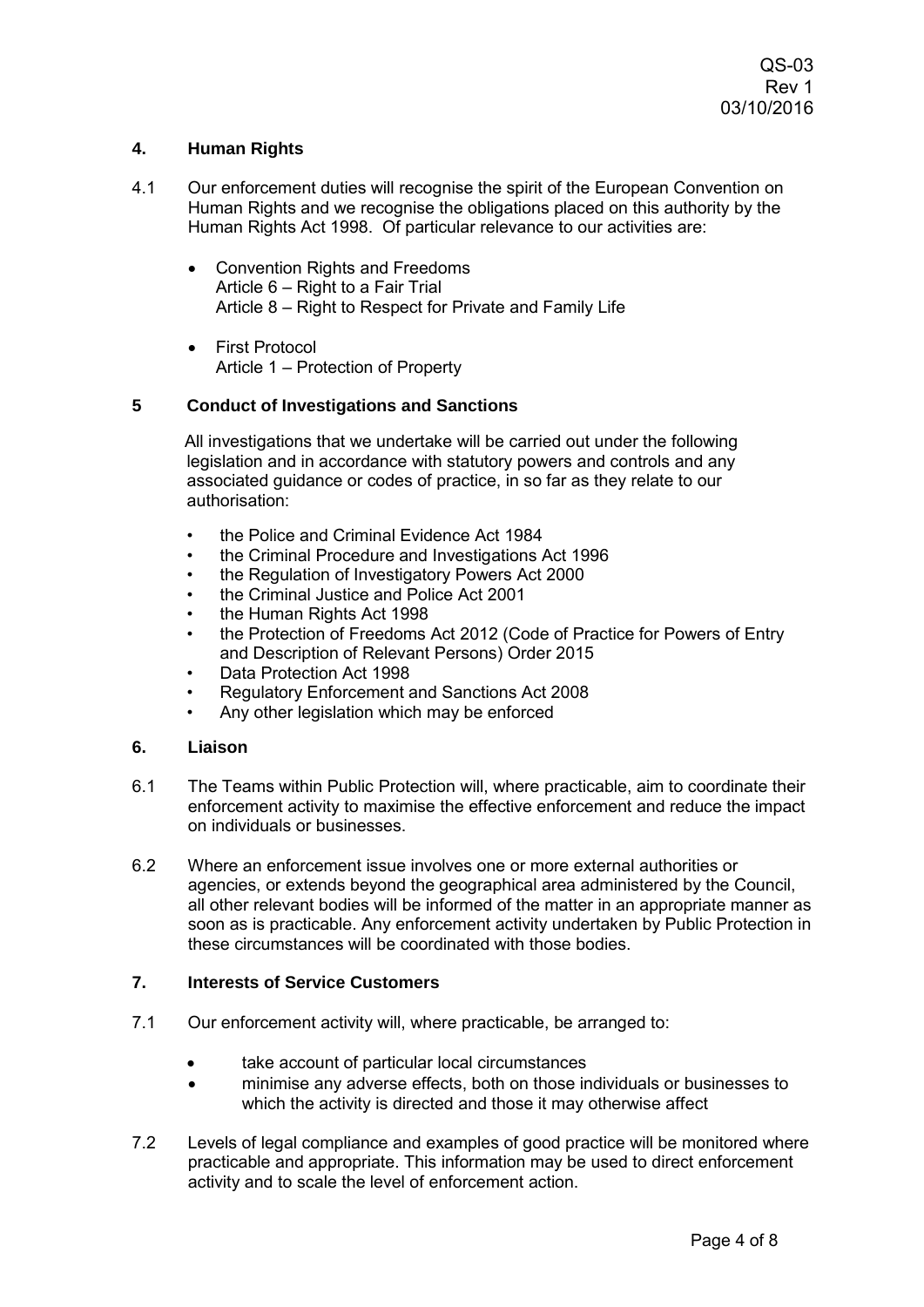## 4. Human Rights

4.1 Our enforcement duties will recognise the spirit of the European Convention on Human Rights and we recognise the obligations placed on this authority by the Human Rights Act 1998. Of particular relevance to our activities are:

- Convention Rights and Freedoms
  Article 6 – Right to a Fair Trial
  Article 8 – Right to Respect for Private and Family Life

- First Protocol
  Article 1 – Protection of Property

## 5 Conduct of Investigations and Sanctions

All investigations that we undertake will be carried out under the following legislation and in accordance with statutory powers and controls and any associated guidance or codes of practice, in so far as they relate to our authorisation:

- the Police and Criminal Evidence Act 1984
- the Criminal Procedure and Investigations Act 1996
- the Regulation of Investigatory Powers Act 2000
- the Criminal Justice and Police Act 2001
- the Human Rights Act 1998
- the Protection of Freedoms Act 2012 (Code of Practice for Powers of Entry and Description of Relevant Persons) Order 2015
- Data Protection Act 1998
- Regulatory Enforcement and Sanctions Act 2008
- Any other legislation which may be enforced

## 6. Liaison

6.1 The Teams within Public Protection will, where practicable, aim to coordinate their enforcement activity to maximise the effective enforcement and reduce the impact on individuals or businesses.

6.2 Where an enforcement issue involves one or more external authorities or agencies, or extends beyond the geographical area administered by the Council, all other relevant bodies will be informed of the matter in an appropriate manner as soon as is practicable. Any enforcement activity undertaken by Public Protection in these circumstances will be coordinated with those bodies.

## 7. Interests of Service Customers

7.1 Our enforcement activity will, where practicable, be arranged to:

- take account of particular local circumstances
- minimise any adverse effects, both on those individuals or businesses to which the activity is directed and those it may otherwise affect

7.2 Levels of legal compliance and examples of good practice will be monitored where practicable and appropriate. This information may be used to direct enforcement activity and to scale the level of enforcement action.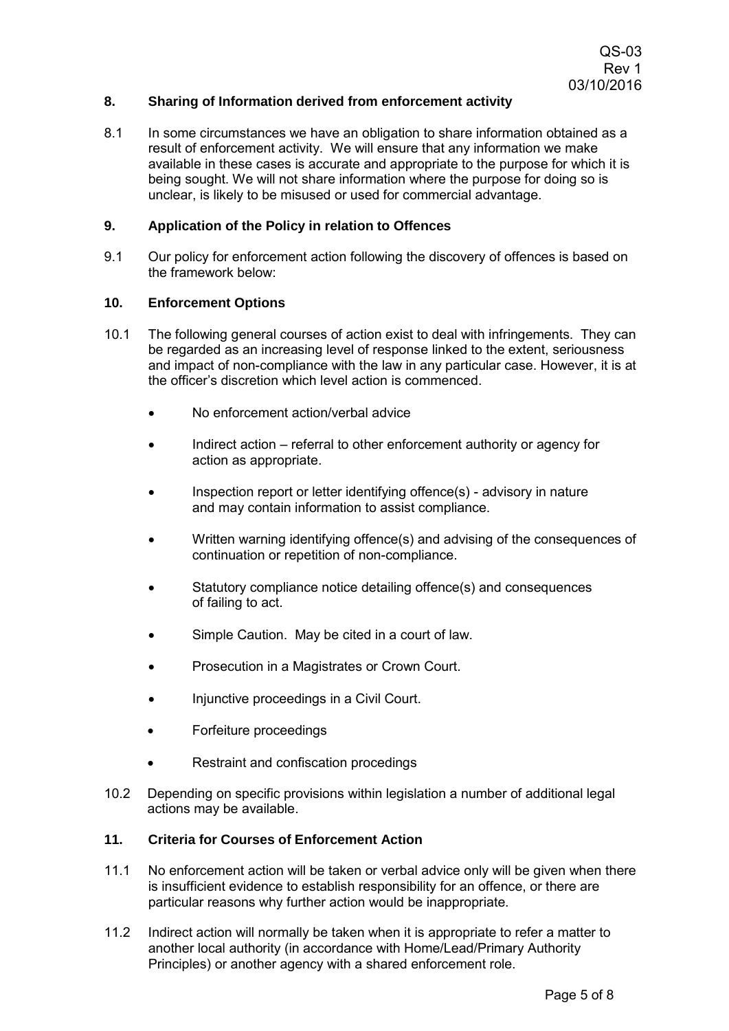## 8. Sharing of Information derived from enforcement activity

8.1 In some circumstances we have an obligation to share information obtained as a result of enforcement activity. We will ensure that any information we make available in these cases is accurate and appropriate to the purpose for which it is being sought. We will not share information where the purpose for doing so is unclear, is likely to be misused or used for commercial advantage.

## 9. Application of the Policy in relation to Offences

9.1 Our policy for enforcement action following the discovery of offences is based on the framework below:

## 10. Enforcement Options

10.1 The following general courses of action exist to deal with infringements. They can be regarded as an increasing level of response linked to the extent, seriousness and impact of non-compliance with the law in any particular case. However, it is at the officer's discretion which level action is commenced.

- No enforcement action/verbal advice
- Indirect action – referral to other enforcement authority or agency for action as appropriate.
- Inspection report or letter identifying offence(s) - advisory in nature and may contain information to assist compliance.
- Written warning identifying offence(s) and advising of the consequences of continuation or repetition of non-compliance.
- Statutory compliance notice detailing offence(s) and consequences of failing to act.
- Simple Caution. May be cited in a court of law.
- Prosecution in a Magistrates or Crown Court.
- Injunctive proceedings in a Civil Court.
- Forfeiture proceedings
- Restraint and confiscation procedings

10.2 Depending on specific provisions within legislation a number of additional legal actions may be available.

## 11. Criteria for Courses of Enforcement Action

11.1 No enforcement action will be taken or verbal advice only will be given when there is insufficient evidence to establish responsibility for an offence, or there are particular reasons why further action would be inappropriate.

11.2 Indirect action will normally be taken when it is appropriate to refer a matter to another local authority (in accordance with Home/Lead/Primary Authority Principles) or another agency with a shared enforcement role.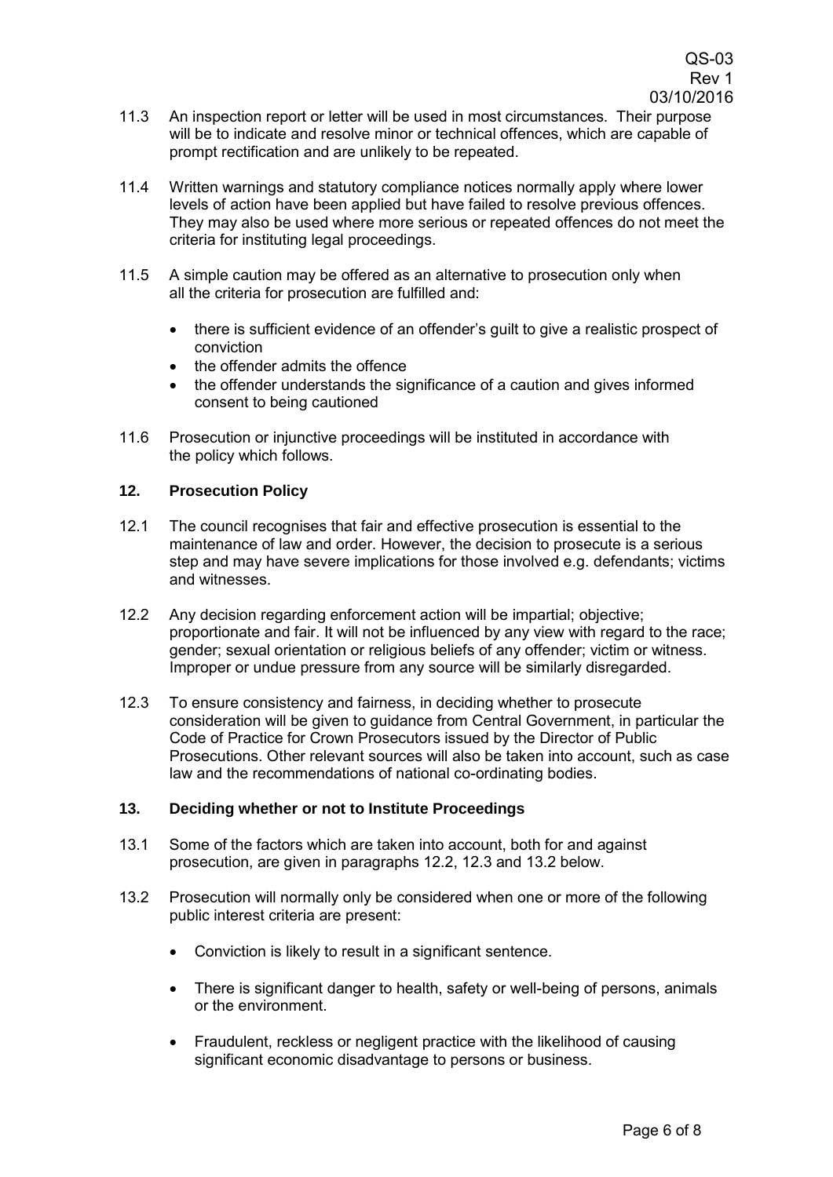11.3 An inspection report or letter will be used in most circumstances. Their purpose will be to indicate and resolve minor or technical offences, which are capable of prompt rectification and are unlikely to be repeated.

11.4 Written warnings and statutory compliance notices normally apply where lower levels of action have been applied but have failed to resolve previous offences. They may also be used where more serious or repeated offences do not meet the criteria for instituting legal proceedings.

11.5 A simple caution may be offered as an alternative to prosecution only when all the criteria for prosecution are fulfilled and:

- there is sufficient evidence of an offender's guilt to give a realistic prospect of conviction
- the offender admits the offence
- the offender understands the significance of a caution and gives informed consent to being cautioned

11.6 Prosecution or injunctive proceedings will be instituted in accordance with the policy which follows.

## 12. Prosecution Policy

12.1 The council recognises that fair and effective prosecution is essential to the maintenance of law and order. However, the decision to prosecute is a serious step and may have severe implications for those involved e.g. defendants; victims and witnesses.

12.2 Any decision regarding enforcement action will be impartial; objective; proportionate and fair. It will not be influenced by any view with regard to the race; gender; sexual orientation or religious beliefs of any offender; victim or witness. Improper or undue pressure from any source will be similarly disregarded.

12.3 To ensure consistency and fairness, in deciding whether to prosecute consideration will be given to guidance from Central Government, in particular the Code of Practice for Crown Prosecutors issued by the Director of Public Prosecutions. Other relevant sources will also be taken into account, such as case law and the recommendations of national co-ordinating bodies.

## 13. Deciding whether or not to Institute Proceedings

13.1 Some of the factors which are taken into account, both for and against prosecution, are given in paragraphs 12.2, 12.3 and 13.2 below.

13.2 Prosecution will normally only be considered when one or more of the following public interest criteria are present:

- Conviction is likely to result in a significant sentence.
- There is significant danger to health, safety or well-being of persons, animals or the environment.
- Fraudulent, reckless or negligent practice with the likelihood of causing significant economic disadvantage to persons or business.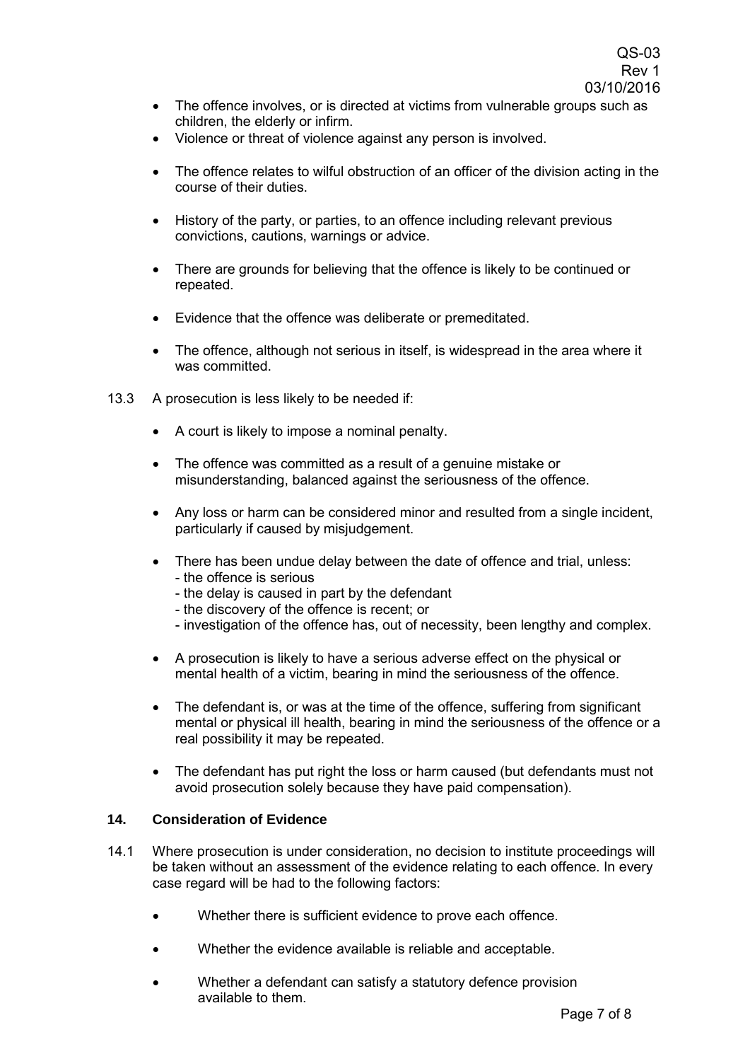- The offence involves, or is directed at victims from vulnerable groups such as children, the elderly or infirm.
- Violence or threat of violence against any person is involved.
- The offence relates to wilful obstruction of an officer of the division acting in the course of their duties.
- History of the party, or parties, to an offence including relevant previous convictions, cautions, warnings or advice.
- There are grounds for believing that the offence is likely to be continued or repeated.
- Evidence that the offence was deliberate or premeditated.
- The offence, although not serious in itself, is widespread in the area where it was committed.

13.3 A prosecution is less likely to be needed if:

- A court is likely to impose a nominal penalty.
- The offence was committed as a result of a genuine mistake or misunderstanding, balanced against the seriousness of the offence.
- Any loss or harm can be considered minor and resulted from a single incident, particularly if caused by misjudgement.
- There has been undue delay between the date of offence and trial, unless:
  - the offence is serious
  - the delay is caused in part by the defendant
  - the discovery of the offence is recent; or
  - investigation of the offence has, out of necessity, been lengthy and complex.
- A prosecution is likely to have a serious adverse effect on the physical or mental health of a victim, bearing in mind the seriousness of the offence.
- The defendant is, or was at the time of the offence, suffering from significant mental or physical ill health, bearing in mind the seriousness of the offence or a real possibility it may be repeated.
- The defendant has put right the loss or harm caused (but defendants must not avoid prosecution solely because they have paid compensation).

### 14. Consideration of Evidence

14.1 Where prosecution is under consideration, no decision to institute proceedings will be taken without an assessment of the evidence relating to each offence. In every case regard will be had to the following factors:

- Whether there is sufficient evidence to prove each offence.
- Whether the evidence available is reliable and acceptable.
- Whether a defendant can satisfy a statutory defence provision available to them.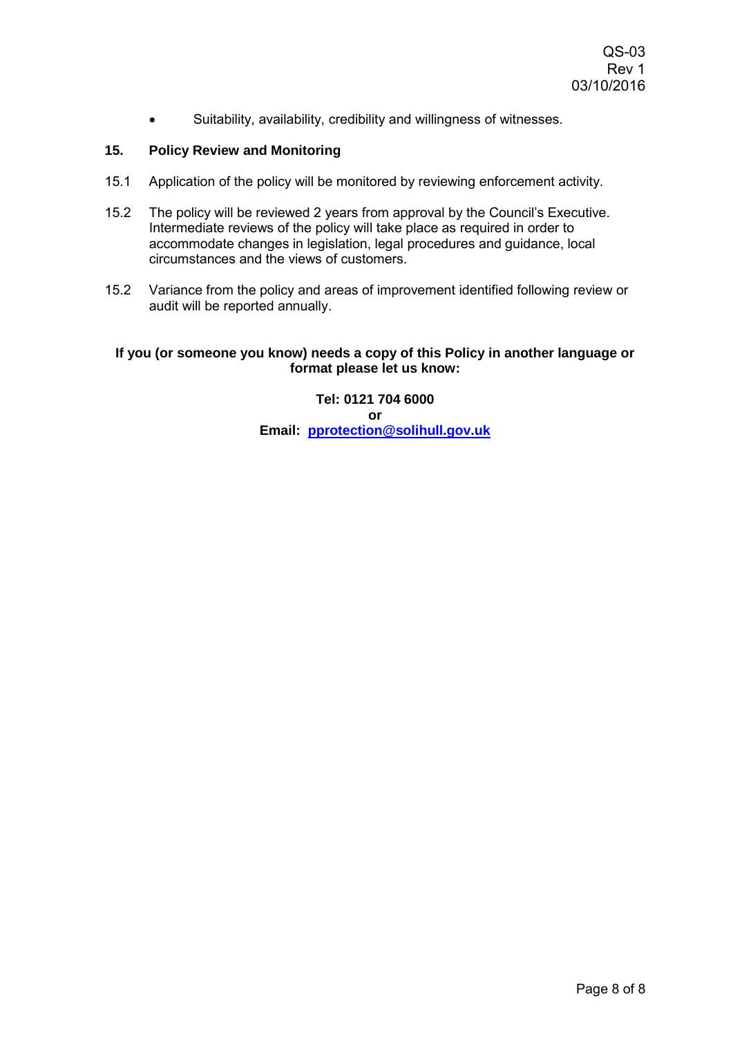- Suitability, availability, credibility and willingness of witnesses.

## 15. Policy Review and Monitoring

15.1 Application of the policy will be monitored by reviewing enforcement activity.

15.2 The policy will be reviewed 2 years from approval by the Council's Executive. Intermediate reviews of the policy will take place as required in order to accommodate changes in legislation, legal procedures and guidance, local circumstances and the views of customers.

15.2 Variance from the policy and areas of improvement identified following review or audit will be reported annually.

**If you (or someone you know) needs a copy of this Policy in another language or format please let us know:**

**Tel: 0121 704 6000**
**or**
**Email: pprotection@solihull.gov.uk**